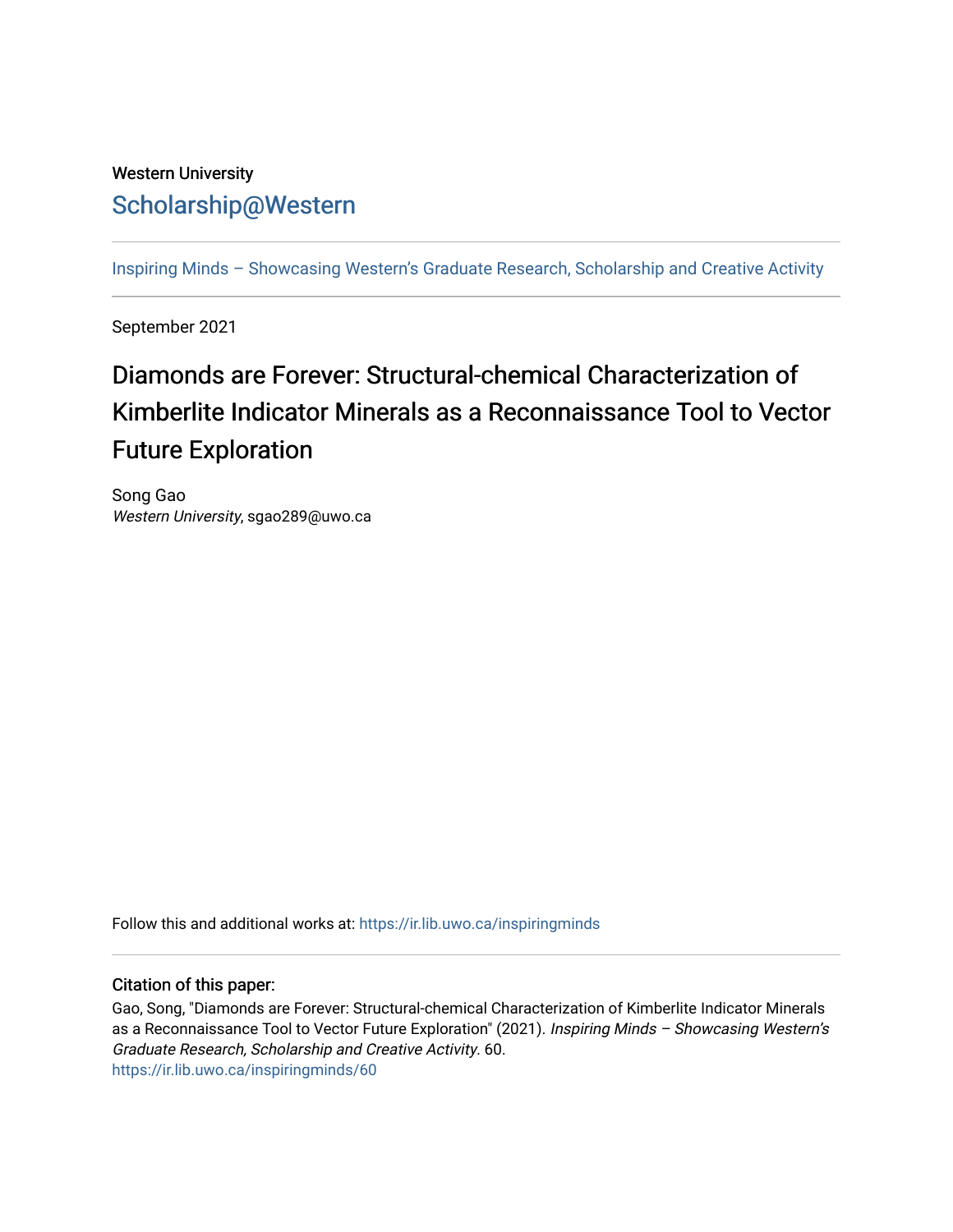Western University

## Scholarship@Western

Inspiring Minds – Showcasing Western's Graduate Research, Scholarship and Creative Activity

September 2021

# Diamonds are Forever: Structural-chemical Characterization of Kimberlite Indicator Minerals as a Reconnaissance Tool to Vector Future Exploration

Song Gao
*Western University*, sgao289@uwo.ca

Follow this and additional works at: https://ir.lib.uwo.ca/inspiringminds

### Citation of this paper:

Gao, Song, "Diamonds are Forever: Structural-chemical Characterization of Kimberlite Indicator Minerals as a Reconnaissance Tool to Vector Future Exploration" (2021). *Inspiring Minds – Showcasing Western's Graduate Research, Scholarship and Creative Activity*. 60.
https://ir.lib.uwo.ca/inspiringminds/60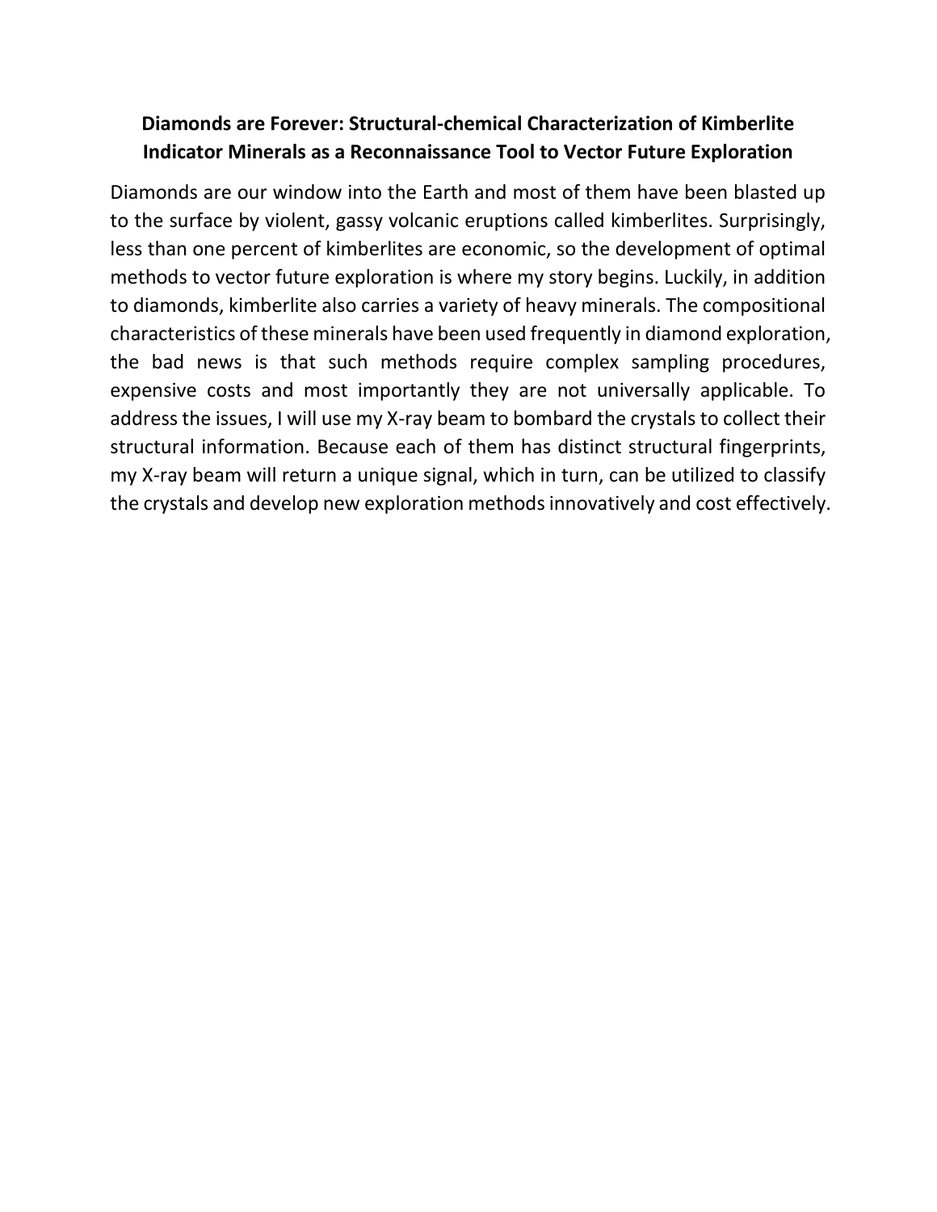**Diamonds are Forever: Structural-chemical Characterization of Kimberlite Indicator Minerals as a Reconnaissance Tool to Vector Future Exploration**

Diamonds are our window into the Earth and most of them have been blasted up to the surface by violent, gassy volcanic eruptions called kimberlites. Surprisingly, less than one percent of kimberlites are economic, so the development of optimal methods to vector future exploration is where my story begins. Luckily, in addition to diamonds, kimberlite also carries a variety of heavy minerals. The compositional characteristics of these minerals have been used frequently in diamond exploration, the bad news is that such methods require complex sampling procedures, expensive costs and most importantly they are not universally applicable. To address the issues, I will use my X-ray beam to bombard the crystals to collect their structural information. Because each of them has distinct structural fingerprints, my X-ray beam will return a unique signal, which in turn, can be utilized to classify the crystals and develop new exploration methods innovatively and cost effectively.